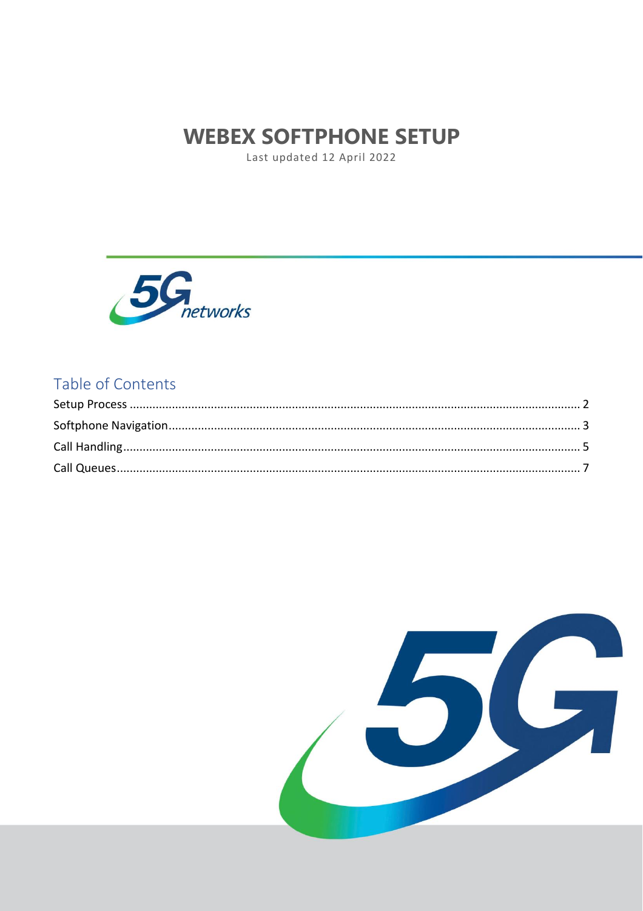# WEBEX SOFTPHONE SETUP

Last updated 12 April 2022

## Table of Contents

Setup Process ........................................................ 2

Softphone Navigation ........................................................ 3

Call Handling ........................................................ 5

Call Queues ........................................................ 7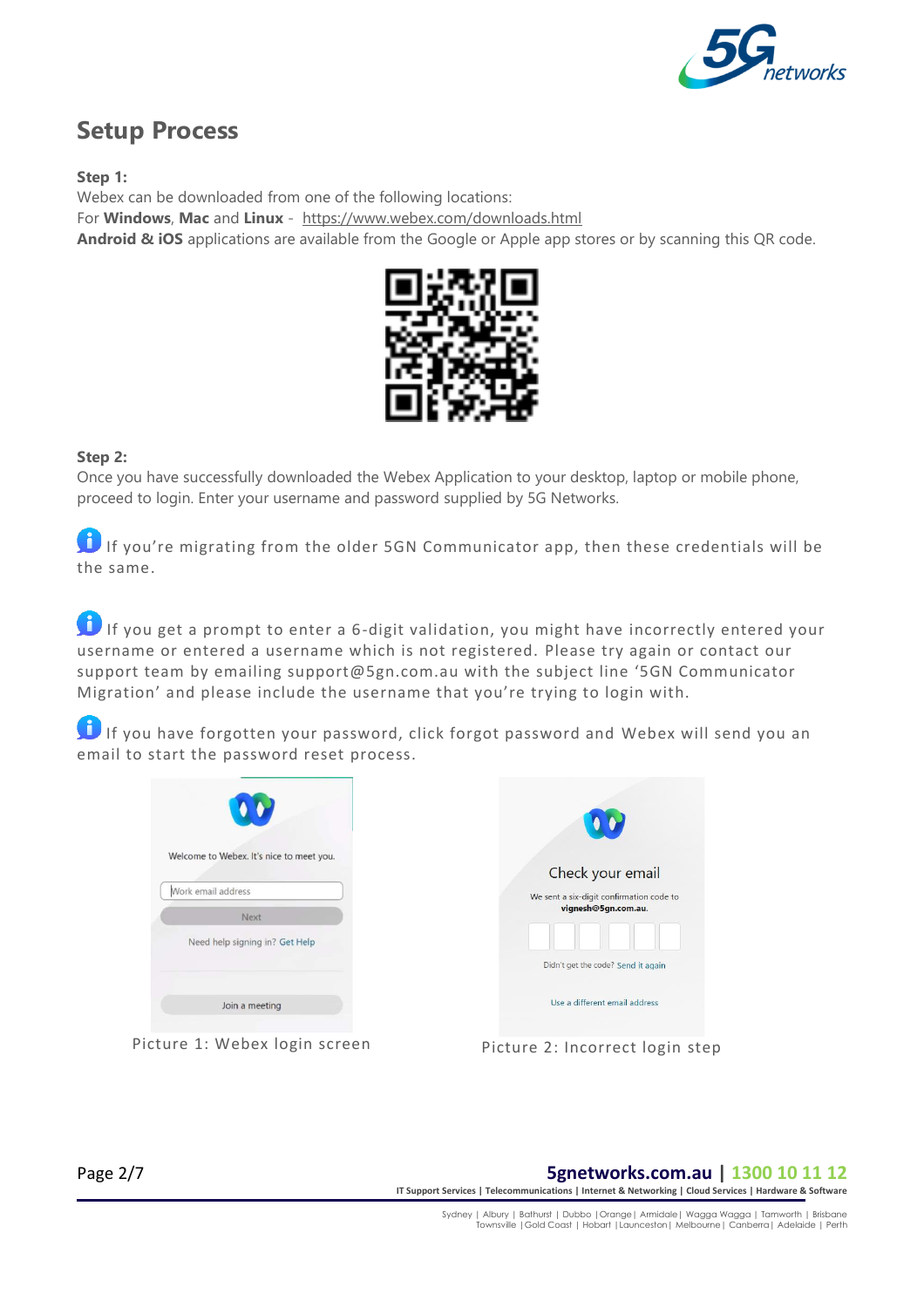## Setup Process

**Step 1:**
Webex can be downloaded from one of the following locations:
For **Windows**, **Mac** and **Linux** - https://www.webex.com/downloads.html
**Android & iOS** applications are available from the Google or Apple app stores or by scanning this QR code.

**Step 2:**
Once you have successfully downloaded the Webex Application to your desktop, laptop or mobile phone, proceed to login. Enter your username and password supplied by 5G Networks.

If you're migrating from the older 5GN Communicator app, then these credentials will be the same.

If you get a prompt to enter a 6-digit validation, you might have incorrectly entered your username or entered a username which is not registered. Please try again or contact our support team by emailing support@5gn.com.au with the subject line '5GN Communicator Migration' and please include the username that you're trying to login with.

If you have forgotten your password, click forgot password and Webex will send you an email to start the password reset process.

Picture 1: Webex login screen

Picture 2: Incorrect login step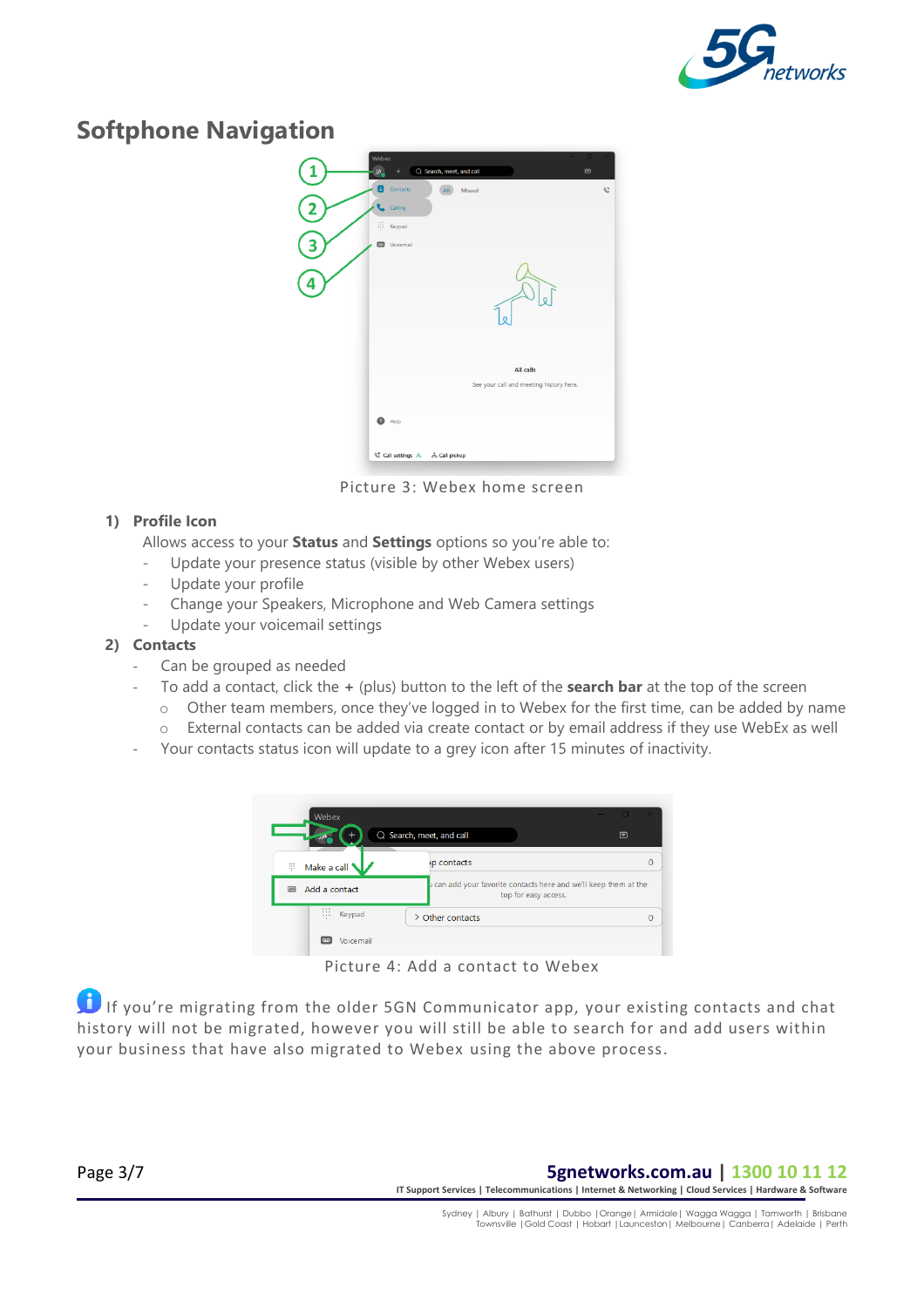## Softphone Navigation

Picture 3: Webex home screen

1) **Profile Icon**

   Allows access to your **Status** and **Settings** options so you're able to:
   - Update your presence status (visible by other Webex users)
   - Update your profile
   - Change your Speakers, Microphone and Web Camera settings
   - Update your voicemail settings

2) **Contacts**
   - Can be grouped as needed
   - To add a contact, click the **+** (plus) button to the left of the **search bar** at the top of the screen
     - Other team members, once they've logged in to Webex for the first time, can be added by name
     - External contacts can be added via create contact or by email address if they use WebEx as well
   - Your contacts status icon will update to a grey icon after 15 minutes of inactivity.

Picture 4: Add a contact to Webex

If you're migrating from the older 5GN Communicator app, your existing contacts and chat history will not be migrated, however you will still be able to search for and add users within your business that have also migrated to Webex using the above process.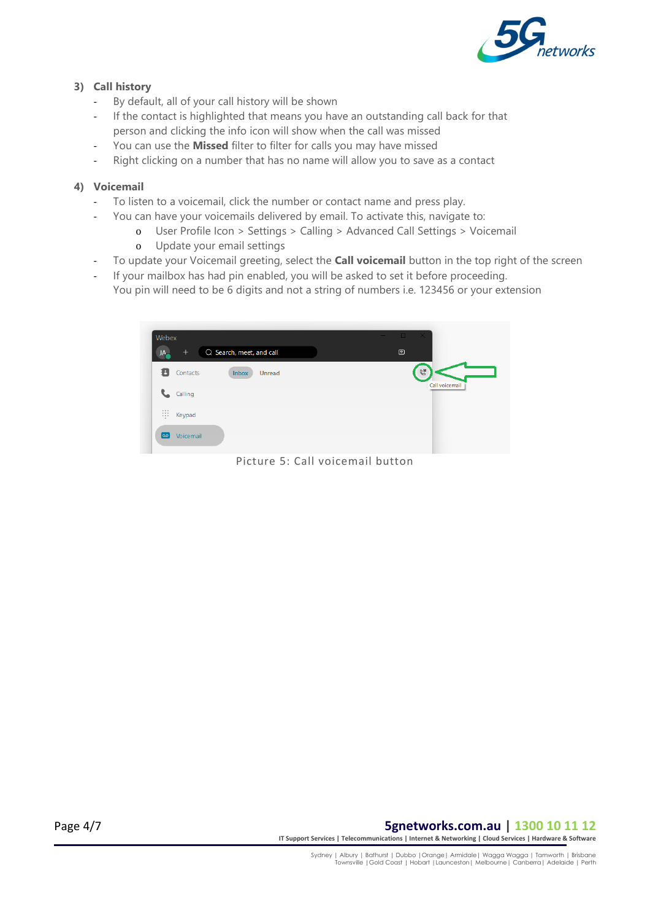### 3) Call history

- By default, all of your call history will be shown
- If the contact is highlighted that means you have an outstanding call back for that person and clicking the info icon will show when the call was missed
- You can use the **Missed** filter to filter for calls you may have missed
- Right clicking on a number that has no name will allow you to save as a contact

### 4) Voicemail

- To listen to a voicemail, click the number or contact name and press play.
- You can have your voicemails delivered by email. To activate this, navigate to:
  - User Profile Icon > Settings > Calling > Advanced Call Settings > Voicemail
  - Update your email settings
- To update your Voicemail greeting, select the **Call voicemail** button in the top right of the screen
- If your mailbox has had pin enabled, you will be asked to set it before proceeding. You pin will need to be 6 digits and not a string of numbers i.e. 123456 or your extension

Picture 5: Call voicemail button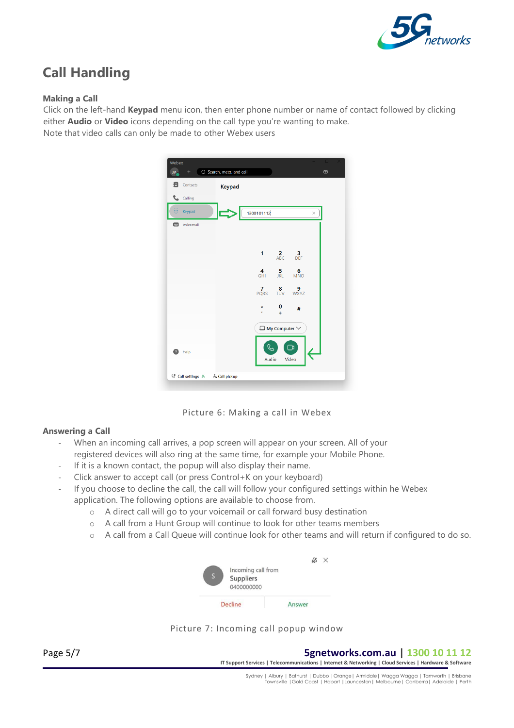# Call Handling

### Making a Call

Click on the left-hand **Keypad** menu icon, then enter phone number or name of contact followed by clicking either **Audio** or **Video** icons depending on the call type you're wanting to make.
Note that video calls can only be made to other Webex users

Picture 6: Making a call in Webex

### Answering a Call

- When an incoming call arrives, a pop screen will appear on your screen. All of your registered devices will also ring at the same time, for example your Mobile Phone.
- If it is a known contact, the popup will also display their name.
- Click answer to accept call (or press Control+K on your keyboard)
- If you choose to decline the call, the call will follow your configured settings within he Webex application. The following options are available to choose from.
  - A direct call will go to your voicemail or call forward busy destination
  - A call from a Hunt Group will continue to look for other teams members
  - A call from a Call Queue will continue look for other teams and will return if configured to do so.

Picture 7: Incoming call popup window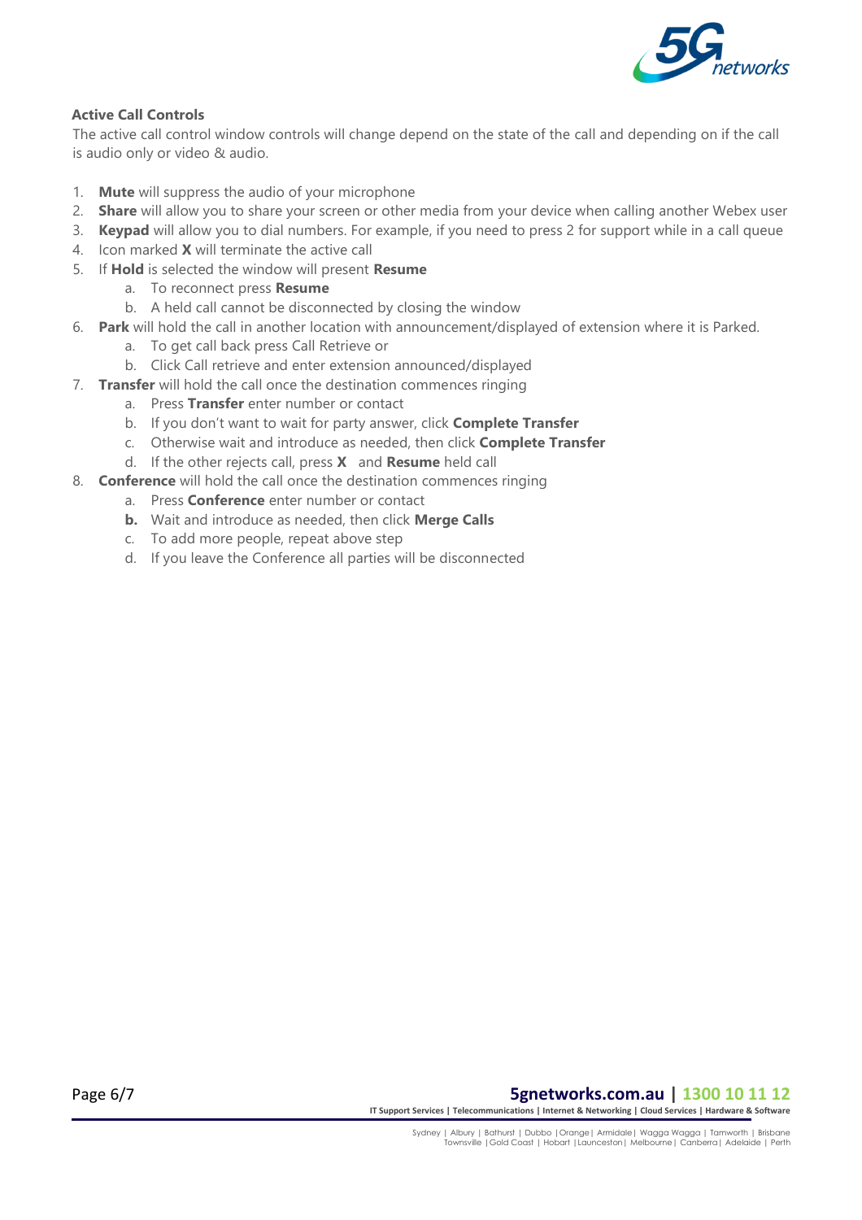**Active Call Controls**

The active call control window controls will change depend on the state of the call and depending on if the call is audio only or video & audio.

1. **Mute** will suppress the audio of your microphone
2. **Share** will allow you to share your screen or other media from your device when calling another Webex user
3. **Keypad** will allow you to dial numbers. For example, if you need to press 2 for support while in a call queue
4. Icon marked **X** will terminate the active call
5. If **Hold** is selected the window will present **Resume**
    a. To reconnect press **Resume**
    b. A held call cannot be disconnected by closing the window
6. **Park** will hold the call in another location with announcement/displayed of extension where it is Parked.
    a. To get call back press Call Retrieve or
    b. Click Call retrieve and enter extension announced/displayed
7. **Transfer** will hold the call once the destination commences ringing
    a. Press **Transfer** enter number or contact
    b. If you don't want to wait for party answer, click **Complete Transfer**
    c. Otherwise wait and introduce as needed, then click **Complete Transfer**
    d. If the other rejects call, press **X** and **Resume** held call
8. **Conference** will hold the call once the destination commences ringing
    a. Press **Conference** enter number or contact
    **b.** Wait and introduce as needed, then click **Merge Calls**
    c. To add more people, repeat above step
    d. If you leave the Conference all parties will be disconnected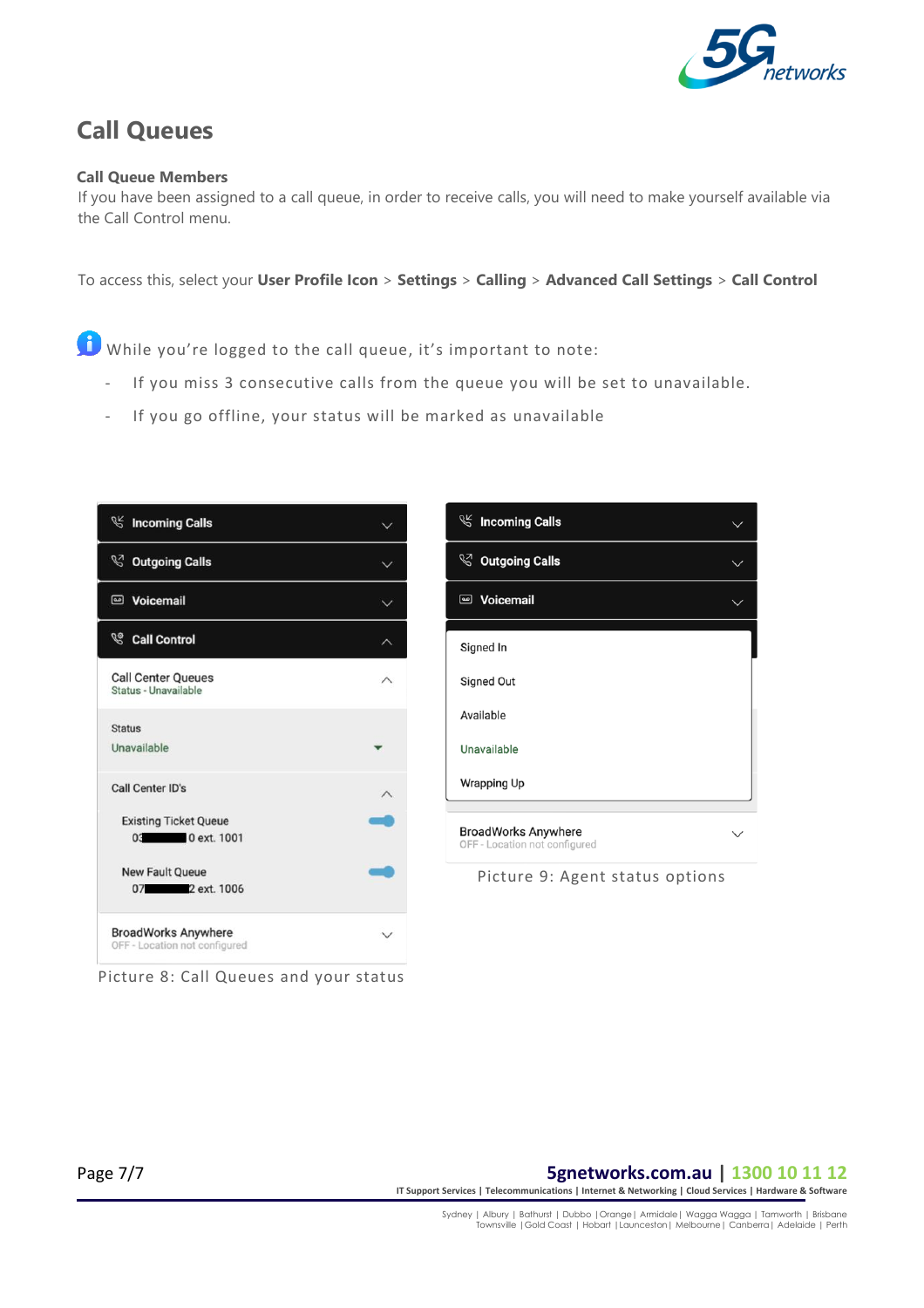# Call Queues

### Call Queue Members

If you have been assigned to a call queue, in order to receive calls, you will need to make yourself available via the Call Control menu.

To access this, select your **User Profile Icon** > **Settings** > **Calling** > **Advanced Call Settings** > **Call Control**

While you're logged to the call queue, it's important to note:

- If you miss 3 consecutive calls from the queue you will be set to unavailable.
- If you go offline, your status will be marked as unavailable

Picture 8: Call Queues and your status

Picture 9: Agent status options